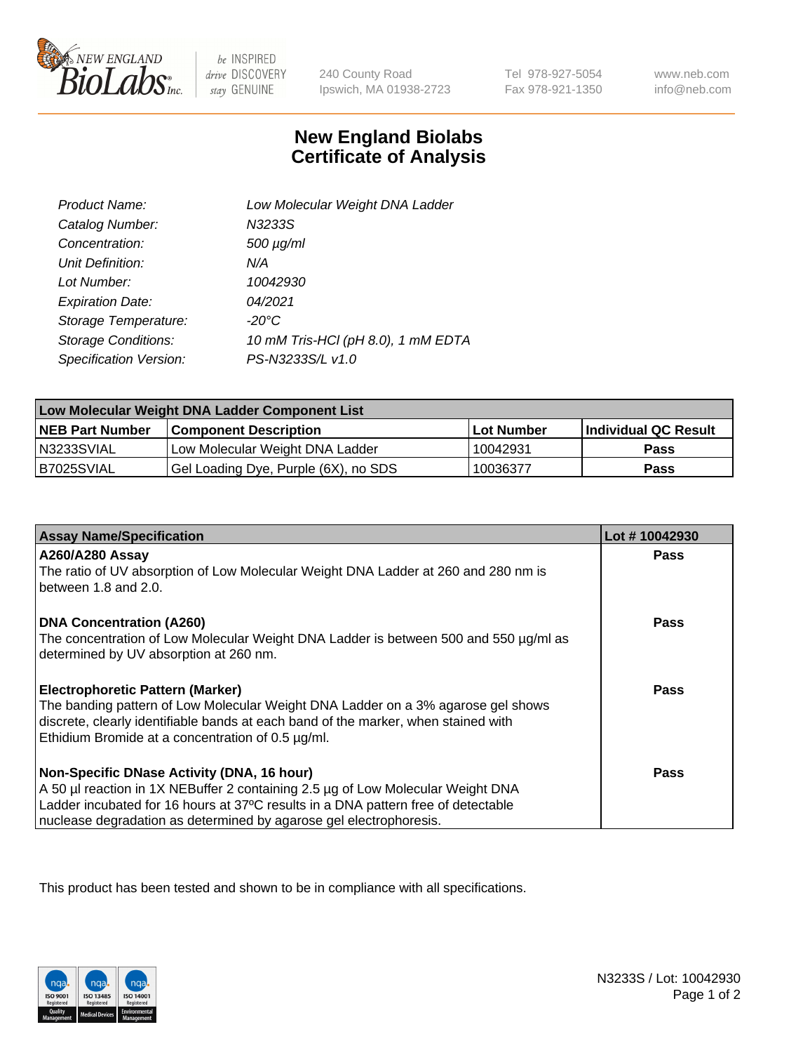New England BioLabs Inc. — be INSPIRED drive DISCOVERY stay GENUINE

240 County Road
Ipswich, MA 01938-2723

Tel 978-927-5054
Fax 978-921-1350

www.neb.com
info@neb.com

# New England Biolabs
# Certificate of Analysis

| | |
|---|---|
| *Product Name:* | *Low Molecular Weight DNA Ladder* |
| *Catalog Number:* | *N3233S* |
| *Concentration:* | *500 µg/ml* |
| *Unit Definition:* | *N/A* |
| *Lot Number:* | *10042930* |
| *Expiration Date:* | *04/2021* |
| *Storage Temperature:* | *-20°C* |
| *Storage Conditions:* | *10 mM Tris-HCl (pH 8.0), 1 mM EDTA* |
| *Specification Version:* | *PS-N3233S/L v1.0* |

| Low Molecular Weight DNA Ladder Component List | | | |
|---|---|---|---|
| **NEB Part Number** | **Component Description** | **Lot Number** | **Individual QC Result** |
| N3233SVIAL | Low Molecular Weight DNA Ladder | 10042931 | **Pass** |
| B7025SVIAL | Gel Loading Dye, Purple (6X), no SDS | 10036377 | **Pass** |

| Assay Name/Specification | Lot # 10042930 |
|---|---|
| **A260/A280 Assay**<br>The ratio of UV absorption of Low Molecular Weight DNA Ladder at 260 and 280 nm is between 1.8 and 2.0. | **Pass** |
| **DNA Concentration (A260)**<br>The concentration of Low Molecular Weight DNA Ladder is between 500 and 550 µg/ml as determined by UV absorption at 260 nm. | **Pass** |
| **Electrophoretic Pattern (Marker)**<br>The banding pattern of Low Molecular Weight DNA Ladder on a 3% agarose gel shows discrete, clearly identifiable bands at each band of the marker, when stained with Ethidium Bromide at a concentration of 0.5 µg/ml. | **Pass** |
| **Non-Specific DNase Activity (DNA, 16 hour)**<br>A 50 µl reaction in 1X NEBuffer 2 containing 2.5 µg of Low Molecular Weight DNA Ladder incubated for 16 hours at 37ºC results in a DNA pattern free of detectable nuclease degradation as determined by agarose gel electrophoresis. | **Pass** |

This product has been tested and shown to be in compliance with all specifications.

N3233S / Lot: 10042930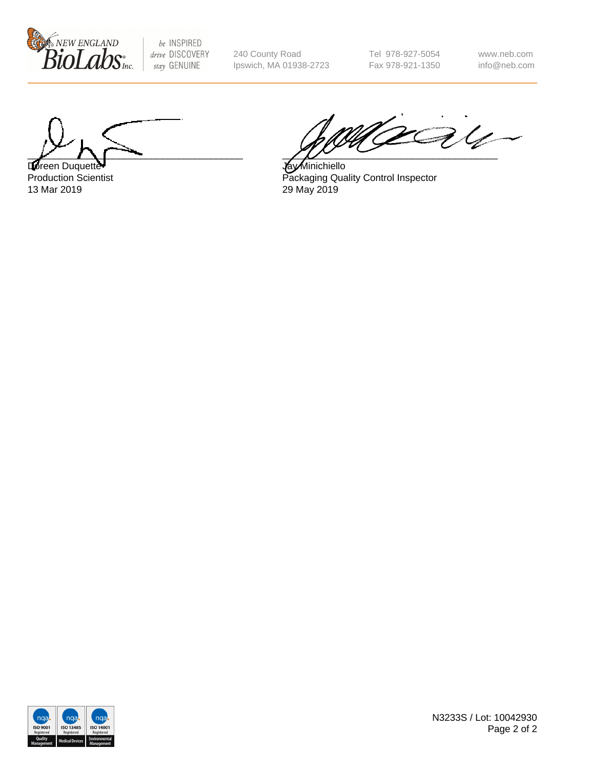Doreen Duquette
Production Scientist
13 Mar 2019

Jay Minichiello
Packaging Quality Control Inspector
29 May 2019

N3233S / Lot: 10042930